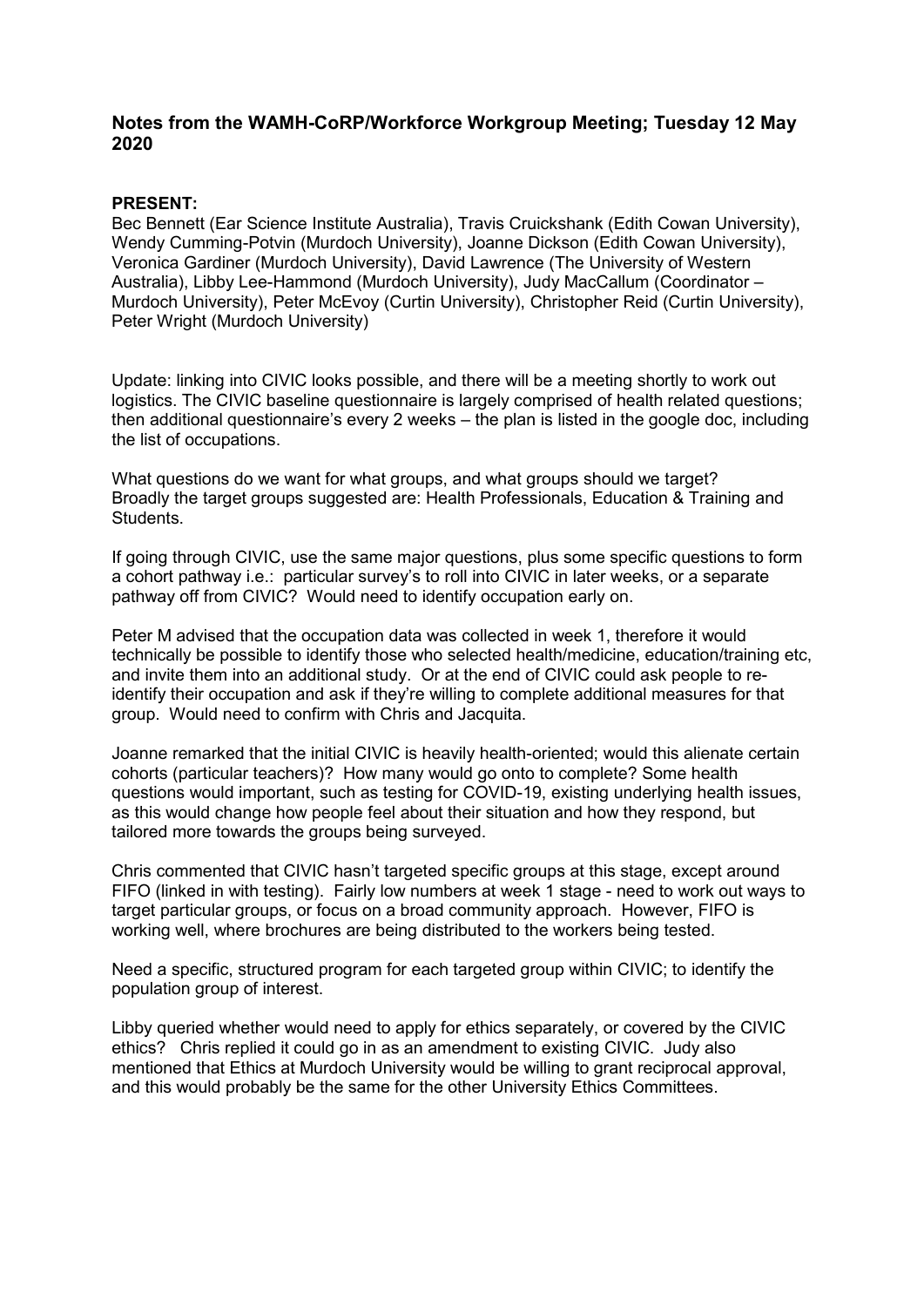## Notes from the WAMH-CoRP/Workforce Workgroup Meeting; Tuesday 12 May 2020

**PRESENT:**
Bec Bennett (Ear Science Institute Australia), Travis Cruickshank (Edith Cowan University), Wendy Cumming-Potvin (Murdoch University), Joanne Dickson (Edith Cowan University), Veronica Gardiner (Murdoch University), David Lawrence (The University of Western Australia), Libby Lee-Hammond (Murdoch University), Judy MacCallum (Coordinator – Murdoch University), Peter McEvoy (Curtin University), Christopher Reid (Curtin University), Peter Wright (Murdoch University)

Update: linking into CIVIC looks possible, and there will be a meeting shortly to work out logistics. The CIVIC baseline questionnaire is largely comprised of health related questions; then additional questionnaire's every 2 weeks – the plan is listed in the google doc, including the list of occupations.

What questions do we want for what groups, and what groups should we target? Broadly the target groups suggested are: Health Professionals, Education & Training and Students.

If going through CIVIC, use the same major questions, plus some specific questions to form a cohort pathway i.e.: particular survey's to roll into CIVIC in later weeks, or a separate pathway off from CIVIC? Would need to identify occupation early on.

Peter M advised that the occupation data was collected in week 1, therefore it would technically be possible to identify those who selected health/medicine, education/training etc, and invite them into an additional study. Or at the end of CIVIC could ask people to re-identify their occupation and ask if they're willing to complete additional measures for that group. Would need to confirm with Chris and Jacquita.

Joanne remarked that the initial CIVIC is heavily health-oriented; would this alienate certain cohorts (particular teachers)? How many would go onto to complete? Some health questions would important, such as testing for COVID-19, existing underlying health issues, as this would change how people feel about their situation and how they respond, but tailored more towards the groups being surveyed.

Chris commented that CIVIC hasn't targeted specific groups at this stage, except around FIFO (linked in with testing). Fairly low numbers at week 1 stage - need to work out ways to target particular groups, or focus on a broad community approach. However, FIFO is working well, where brochures are being distributed to the workers being tested.

Need a specific, structured program for each targeted group within CIVIC; to identify the population group of interest.

Libby queried whether would need to apply for ethics separately, or covered by the CIVIC ethics? Chris replied it could go in as an amendment to existing CIVIC. Judy also mentioned that Ethics at Murdoch University would be willing to grant reciprocal approval, and this would probably be the same for the other University Ethics Committees.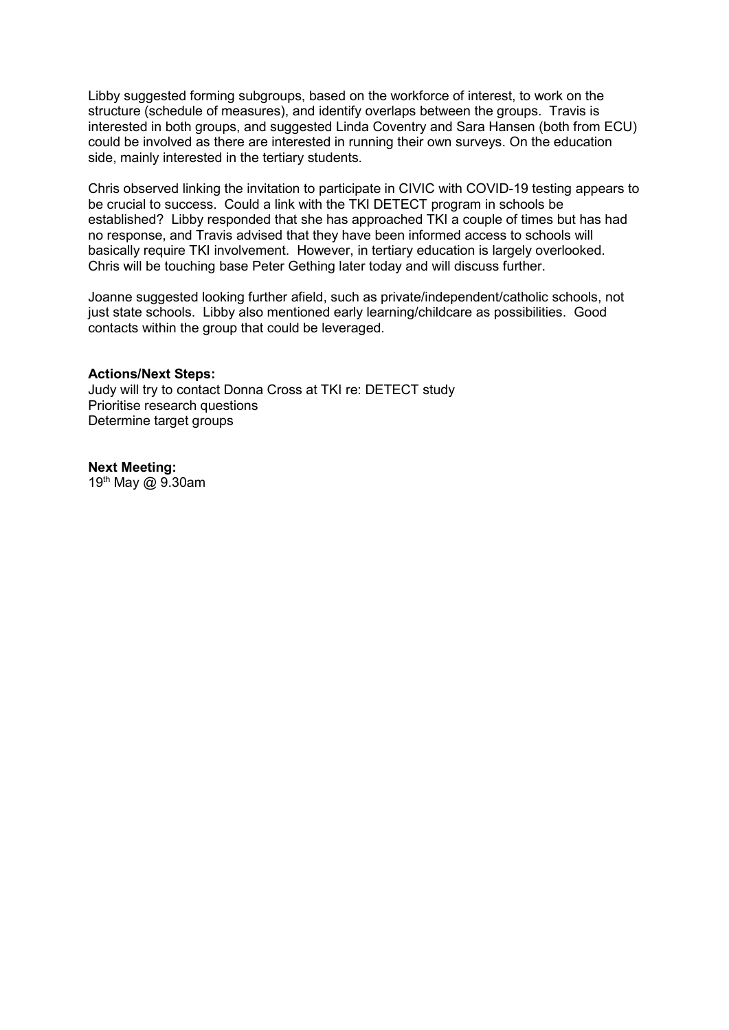Libby suggested forming subgroups, based on the workforce of interest, to work on the structure (schedule of measures), and identify overlaps between the groups. Travis is interested in both groups, and suggested Linda Coventry and Sara Hansen (both from ECU) could be involved as there are interested in running their own surveys. On the education side, mainly interested in the tertiary students.

Chris observed linking the invitation to participate in CIVIC with COVID-19 testing appears to be crucial to success. Could a link with the TKI DETECT program in schools be established? Libby responded that she has approached TKI a couple of times but has had no response, and Travis advised that they have been informed access to schools will basically require TKI involvement. However, in tertiary education is largely overlooked. Chris will be touching base Peter Gething later today and will discuss further.

Joanne suggested looking further afield, such as private/independent/catholic schools, not just state schools. Libby also mentioned early learning/childcare as possibilities. Good contacts within the group that could be leveraged.

**Actions/Next Steps:**
Judy will try to contact Donna Cross at TKI re: DETECT study
Prioritise research questions
Determine target groups

**Next Meeting:**
19th May @ 9.30am